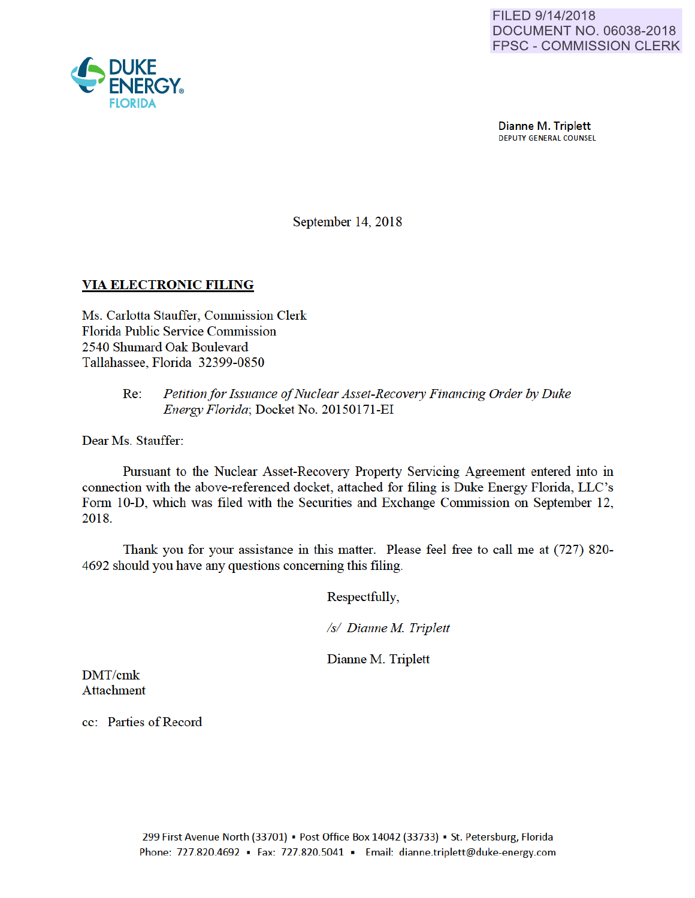FILED 9/14/2018
DOCUMENT NO. 06038-2018
FPSC - COMMISSION CLERK

DUKE ENERGY®
FLORIDA

**Dianne M. Triplett**
DEPUTY GENERAL COUNSEL

September 14, 2018

**VIA ELECTRONIC FILING**

Ms. Carlotta Stauffer, Commission Clerk
Florida Public Service Commission
2540 Shumard Oak Boulevard
Tallahassee, Florida 32399-0850

Re: *Petition for Issuance of Nuclear Asset-Recovery Financing Order by Duke Energy Florida*; Docket No. 20150171-EI

Dear Ms. Stauffer:

Pursuant to the Nuclear Asset-Recovery Property Servicing Agreement entered into in connection with the above-referenced docket, attached for filing is Duke Energy Florida, LLC's Form 10-D, which was filed with the Securities and Exchange Commission on September 12, 2018.

Thank you for your assistance in this matter. Please feel free to call me at (727) 820-4692 should you have any questions concerning this filing.

Respectfully,

*/s/ Dianne M. Triplett*

Dianne M. Triplett

DMT/cmk
Attachment

cc: Parties of Record

299 First Avenue North (33701) ▪ Post Office Box 14042 (33733) ▪ St. Petersburg, Florida
Phone: 727.820.4692 ▪ Fax: 727.820.5041 ▪ Email: dianne.triplett@duke-energy.com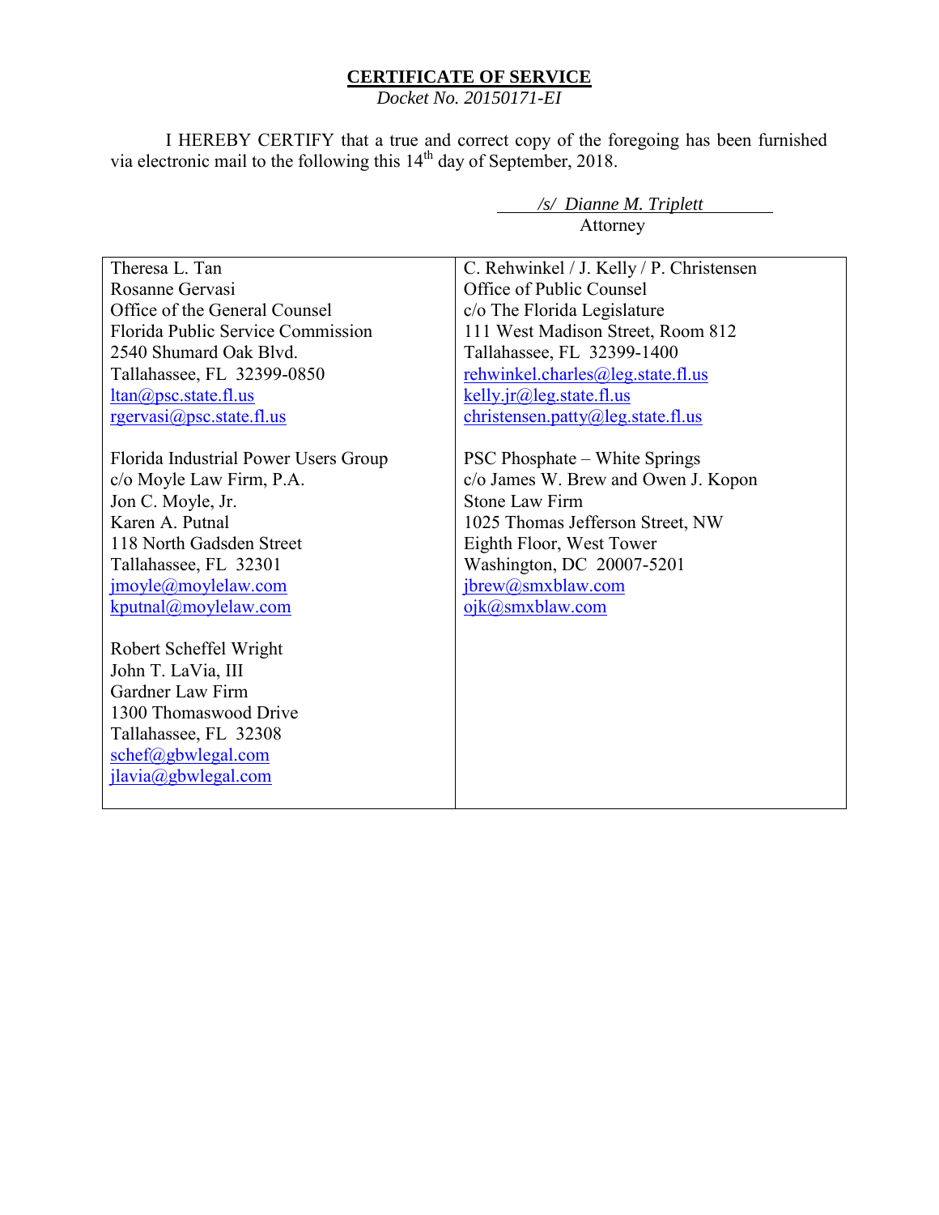**CERTIFICATE OF SERVICE**

*Docket No. 20150171-EI*

I HEREBY CERTIFY that a true and correct copy of the foregoing has been furnished via electronic mail to the following this 14th day of September, 2018.

*/s/ Dianne M. Triplett*
Attorney

| | |
|---|---|
| Theresa L. Tan<br>Rosanne Gervasi<br>Office of the General Counsel<br>Florida Public Service Commission<br>2540 Shumard Oak Blvd.<br>Tallahassee, FL 32399-0850<br>ltan@psc.state.fl.us<br>rgervasi@psc.state.fl.us | C. Rehwinkel / J. Kelly / P. Christensen<br>Office of Public Counsel<br>c/o The Florida Legislature<br>111 West Madison Street, Room 812<br>Tallahassee, FL 32399-1400<br>rehwinkel.charles@leg.state.fl.us<br>kelly.jr@leg.state.fl.us<br>christensen.patty@leg.state.fl.us |
| Florida Industrial Power Users Group<br>c/o Moyle Law Firm, P.A.<br>Jon C. Moyle, Jr.<br>Karen A. Putnal<br>118 North Gadsden Street<br>Tallahassee, FL 32301<br>jmoyle@moylelaw.com<br>kputnal@moylelaw.com | PSC Phosphate – White Springs<br>c/o James W. Brew and Owen J. Kopon<br>Stone Law Firm<br>1025 Thomas Jefferson Street, NW<br>Eighth Floor, West Tower<br>Washington, DC 20007-5201<br>jbrew@smxblaw.com<br>ojk@smxblaw.com |
| Robert Scheffel Wright<br>John T. LaVia, III<br>Gardner Law Firm<br>1300 Thomaswood Drive<br>Tallahassee, FL 32308<br>schef@gbwlegal.com<br>jlavia@gbwlegal.com | |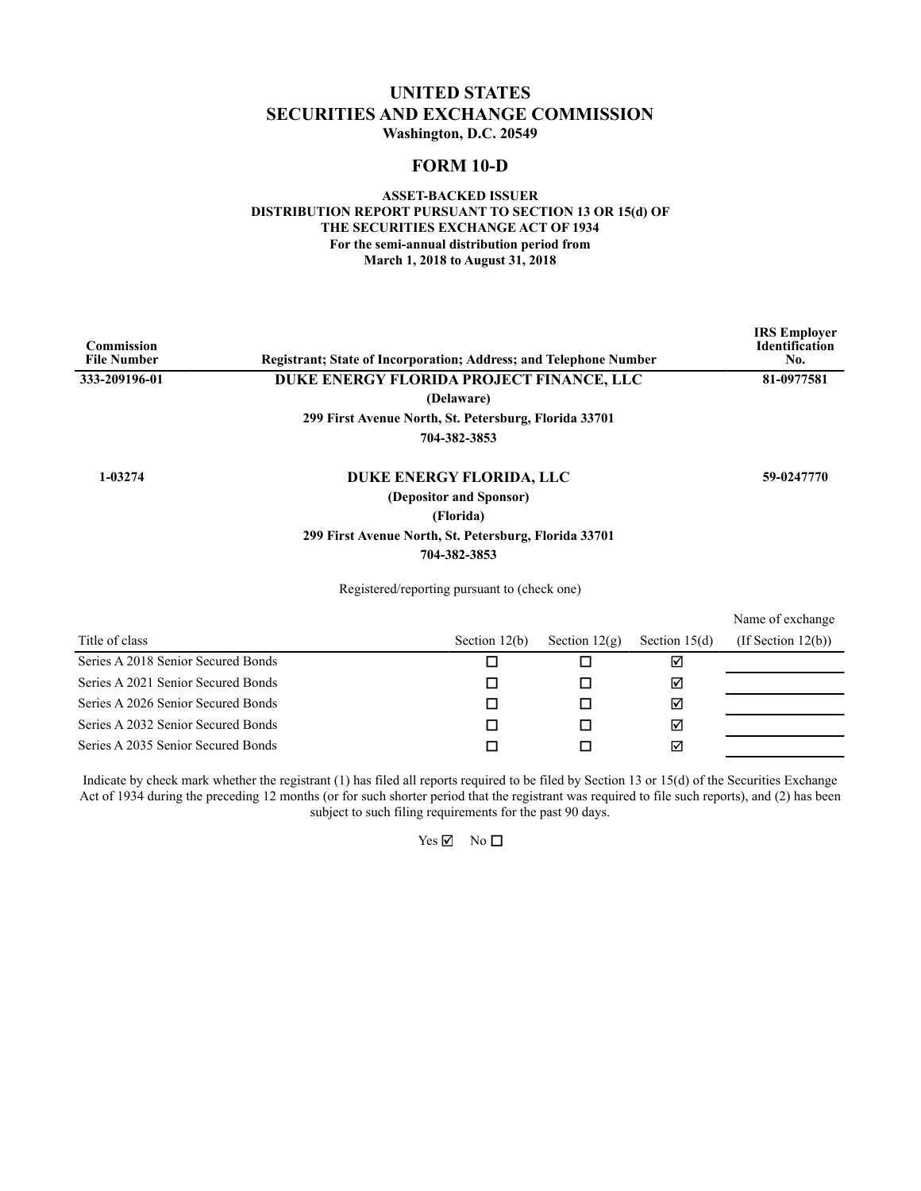# UNITED STATES
# SECURITIES AND EXCHANGE COMMISSION
**Washington, D.C. 20549**

## FORM 10-D

**ASSET-BACKED ISSUER**
**DISTRIBUTION REPORT PURSUANT TO SECTION 13 OR 15(d) OF**
**THE SECURITIES EXCHANGE ACT OF 1934**
**For the semi-annual distribution period from**
**March 1, 2018 to August 31, 2018**

| Commission File Number | Registrant; State of Incorporation; Address; and Telephone Number | IRS Employer Identification No. |
|---|---|---|
| 333-209196-01 | **DUKE ENERGY FLORIDA PROJECT FINANCE, LLC**<br>(Delaware)<br>299 First Avenue North, St. Petersburg, Florida 33701<br>704-382-3853 | 81-0977581 |
| 1-03274 | **DUKE ENERGY FLORIDA, LLC**<br>(Depositor and Sponsor)<br>(Florida)<br>299 First Avenue North, St. Petersburg, Florida 33701<br>704-382-3853 | 59-0247770 |

Registered/reporting pursuant to (check one)

| Title of class | Section 12(b) | Section 12(g) | Section 15(d) | Name of exchange (If Section 12(b)) |
|---|---|---|---|---|
| Series A 2018 Senior Secured Bonds | ☐ | ☐ | ☑ | |
| Series A 2021 Senior Secured Bonds | ☐ | ☐ | ☑ | |
| Series A 2026 Senior Secured Bonds | ☐ | ☐ | ☑ | |
| Series A 2032 Senior Secured Bonds | ☐ | ☐ | ☑ | |
| Series A 2035 Senior Secured Bonds | ☐ | ☐ | ☑ | |

Indicate by check mark whether the registrant (1) has filed all reports required to be filed by Section 13 or 15(d) of the Securities Exchange Act of 1934 during the preceding 12 months (or for such shorter period that the registrant was required to file such reports), and (2) has been subject to such filing requirements for the past 90 days.

Yes ☑ No ☐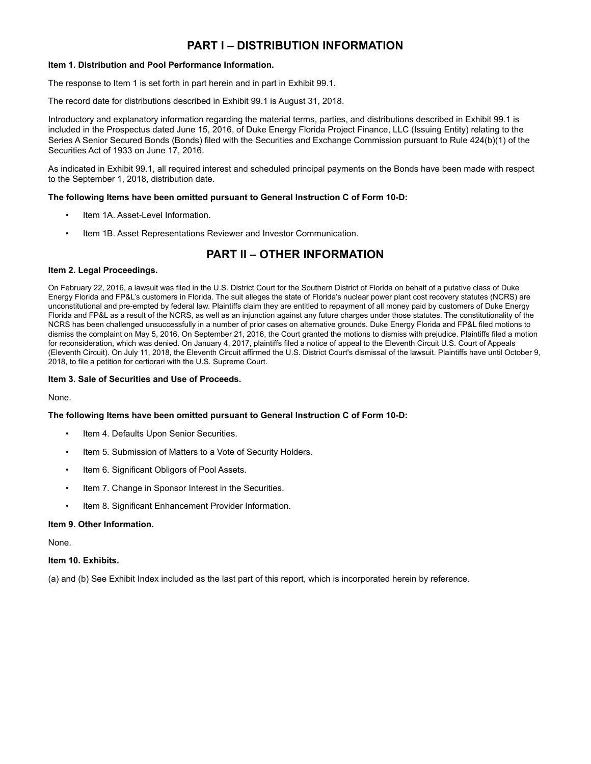# PART I – DISTRIBUTION INFORMATION

**Item 1. Distribution and Pool Performance Information.**

The response to Item 1 is set forth in part herein and in part in Exhibit 99.1.

The record date for distributions described in Exhibit 99.1 is August 31, 2018.

Introductory and explanatory information regarding the material terms, parties, and distributions described in Exhibit 99.1 is included in the Prospectus dated June 15, 2016, of Duke Energy Florida Project Finance, LLC (Issuing Entity) relating to the Series A Senior Secured Bonds (Bonds) filed with the Securities and Exchange Commission pursuant to Rule 424(b)(1) of the Securities Act of 1933 on June 17, 2016.

As indicated in Exhibit 99.1, all required interest and scheduled principal payments on the Bonds have been made with respect to the September 1, 2018, distribution date.

**The following Items have been omitted pursuant to General Instruction C of Form 10-D:**

- Item 1A. Asset-Level Information.
- Item 1B. Asset Representations Reviewer and Investor Communication.

# PART II – OTHER INFORMATION

**Item 2. Legal Proceedings.**

On February 22, 2016, a lawsuit was filed in the U.S. District Court for the Southern District of Florida on behalf of a putative class of Duke Energy Florida and FP&L's customers in Florida. The suit alleges the state of Florida's nuclear power plant cost recovery statutes (NCRS) are unconstitutional and pre-empted by federal law. Plaintiffs claim they are entitled to repayment of all money paid by customers of Duke Energy Florida and FP&L as a result of the NCRS, as well as an injunction against any future charges under those statutes. The constitutionality of the NCRS has been challenged unsuccessfully in a number of prior cases on alternative grounds. Duke Energy Florida and FP&L filed motions to dismiss the complaint on May 5, 2016. On September 21, 2016, the Court granted the motions to dismiss with prejudice. Plaintiffs filed a motion for reconsideration, which was denied. On January 4, 2017, plaintiffs filed a notice of appeal to the Eleventh Circuit U.S. Court of Appeals (Eleventh Circuit). On July 11, 2018, the Eleventh Circuit affirmed the U.S. District Court's dismissal of the lawsuit. Plaintiffs have until October 9, 2018, to file a petition for certiorari with the U.S. Supreme Court.

**Item 3. Sale of Securities and Use of Proceeds.**

None.

**The following Items have been omitted pursuant to General Instruction C of Form 10-D:**

- Item 4. Defaults Upon Senior Securities.
- Item 5. Submission of Matters to a Vote of Security Holders.
- Item 6. Significant Obligors of Pool Assets.
- Item 7. Change in Sponsor Interest in the Securities.
- Item 8. Significant Enhancement Provider Information.

**Item 9. Other Information.**

None.

**Item 10. Exhibits.**

(a) and (b) See Exhibit Index included as the last part of this report, which is incorporated herein by reference.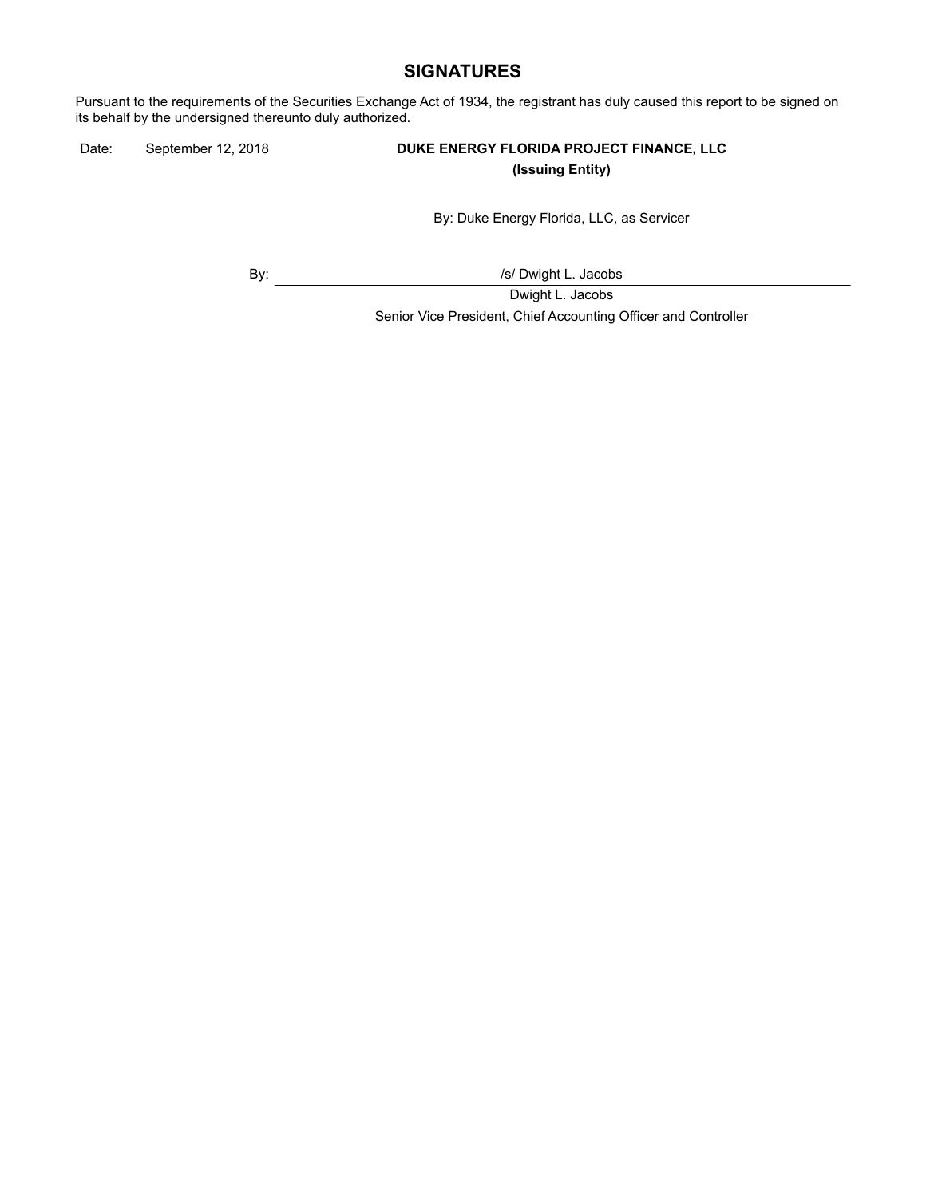## SIGNATURES

Pursuant to the requirements of the Securities Exchange Act of 1934, the registrant has duly caused this report to be signed on its behalf by the undersigned thereunto duly authorized.

Date: September 12, 2018

**DUKE ENERGY FLORIDA PROJECT FINANCE, LLC**
**(Issuing Entity)**

By: Duke Energy Florida, LLC, as Servicer

By: /s/ Dwight L. Jacobs

Dwight L. Jacobs

Senior Vice President, Chief Accounting Officer and Controller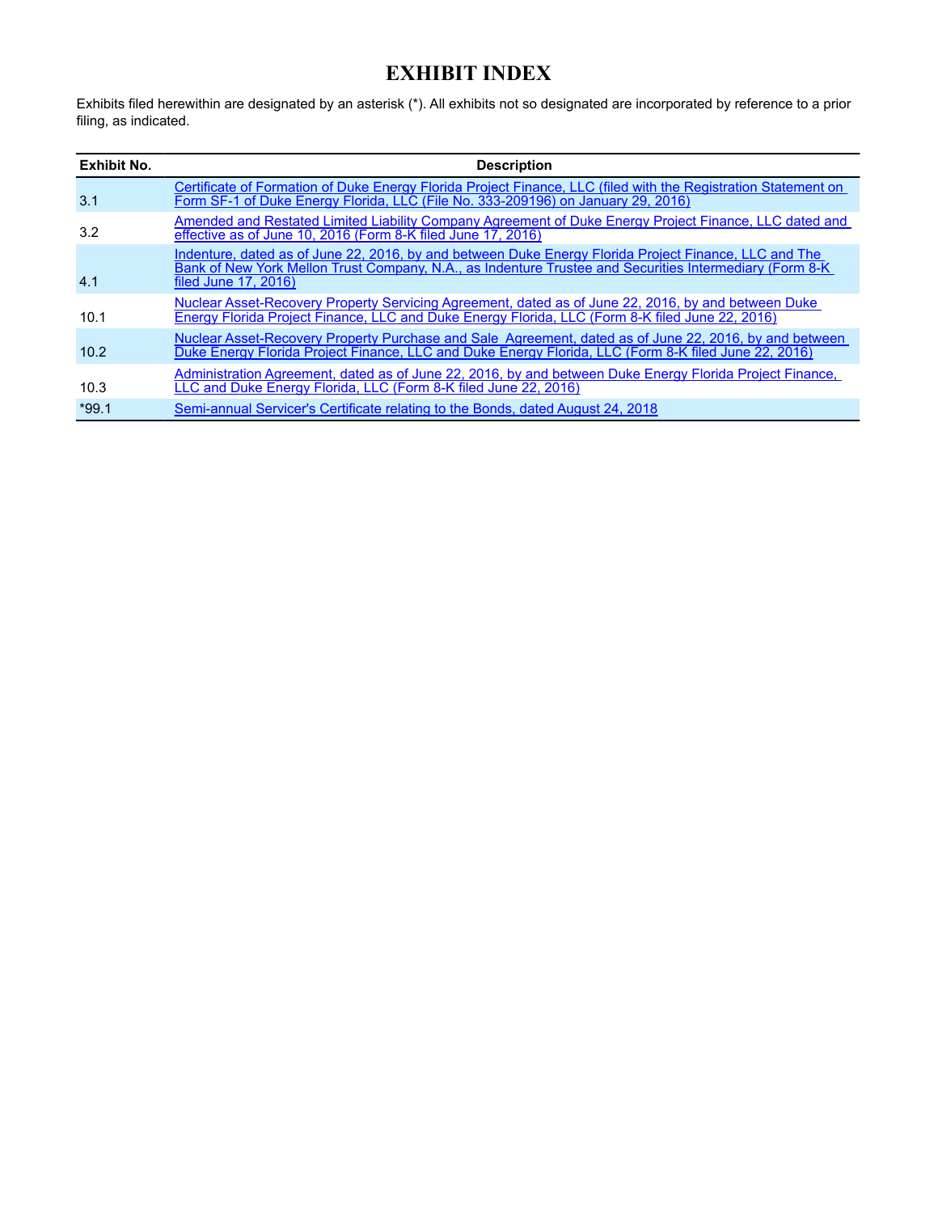# EXHIBIT INDEX

Exhibits filed herewithin are designated by an asterisk (*). All exhibits not so designated are incorporated by reference to a prior filing, as indicated.

| Exhibit No. | Description |
|---|---|
| 3.1 | Certificate of Formation of Duke Energy Florida Project Finance, LLC (filed with the Registration Statement on Form SF-1 of Duke Energy Florida, LLC (File No. 333-209196) on January 29, 2016) |
| 3.2 | Amended and Restated Limited Liability Company Agreement of Duke Energy Project Finance, LLC dated and effective as of June 10, 2016 (Form 8-K filed June 17, 2016) |
| 4.1 | Indenture, dated as of June 22, 2016, by and between Duke Energy Florida Project Finance, LLC and The Bank of New York Mellon Trust Company, N.A., as Indenture Trustee and Securities Intermediary (Form 8-K filed June 17, 2016) |
| 10.1 | Nuclear Asset-Recovery Property Servicing Agreement, dated as of June 22, 2016, by and between Duke Energy Florida Project Finance, LLC and Duke Energy Florida, LLC (Form 8-K filed June 22, 2016) |
| 10.2 | Nuclear Asset-Recovery Property Purchase and Sale Agreement, dated as of June 22, 2016, by and between Duke Energy Florida Project Finance, LLC and Duke Energy Florida, LLC (Form 8-K filed June 22, 2016) |
| 10.3 | Administration Agreement, dated as of June 22, 2016, by and between Duke Energy Florida Project Finance, LLC and Duke Energy Florida, LLC (Form 8-K filed June 22, 2016) |
| *99.1 | Semi-annual Servicer's Certificate relating to the Bonds, dated August 24, 2018 |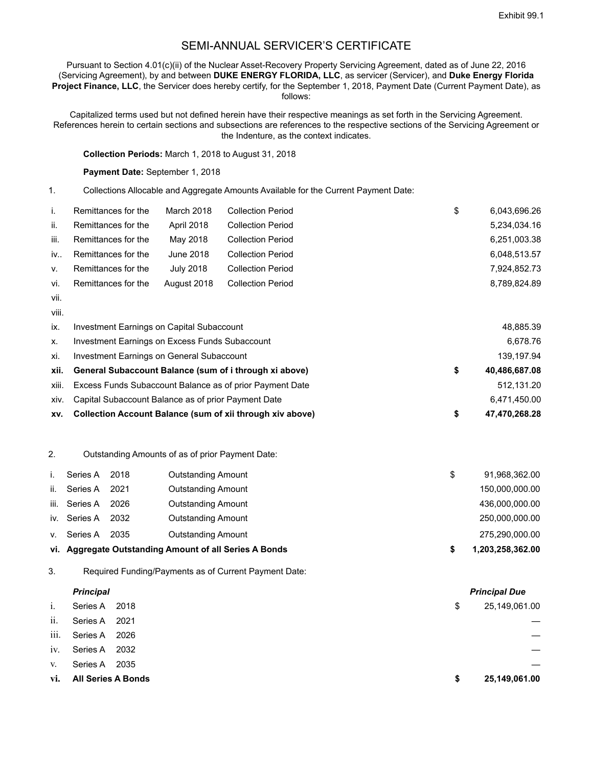Exhibit 99.1

# SEMI-ANNUAL SERVICER'S CERTIFICATE

Pursuant to Section 4.01(c)(ii) of the Nuclear Asset-Recovery Property Servicing Agreement, dated as of June 22, 2016 (Servicing Agreement), by and between **DUKE ENERGY FLORIDA, LLC**, as servicer (Servicer), and **Duke Energy Florida Project Finance, LLC**, the Servicer does hereby certify, for the September 1, 2018, Payment Date (Current Payment Date), as follows:

Capitalized terms used but not defined herein have their respective meanings as set forth in the Servicing Agreement. References herein to certain sections and subsections are references to the respective sections of the Servicing Agreement or the Indenture, as the context indicates.

**Collection Periods:** March 1, 2018 to August 31, 2018

**Payment Date:** September 1, 2018

1. Collections Allocable and Aggregate Amounts Available for the Current Payment Date:

| | | | | | |
|---|---|---|---|---|---|
| i. | Remittances for the | March 2018 | Collection Period | $ | 6,043,696.26 |
| ii. | Remittances for the | April 2018 | Collection Period | | 5,234,034.16 |
| iii. | Remittances for the | May 2018 | Collection Period | | 6,251,003.38 |
| iv.. | Remittances for the | June 2018 | Collection Period | | 6,048,513.57 |
| v. | Remittances for the | July 2018 | Collection Period | | 7,924,852.73 |
| vi. | Remittances for the | August 2018 | Collection Period | | 8,789,824.89 |
| vii. | | | | | |
| viii. | | | | | |
| ix. | Investment Earnings on Capital Subaccount | | | | 48,885.39 |
| x. | Investment Earnings on Excess Funds Subaccount | | | | 6,678.76 |
| xi. | Investment Earnings on General Subaccount | | | | 139,197.94 |
| **xii.** | **General Subaccount Balance (sum of i through xi above)** | | | **$** | **40,486,687.08** |
| xiii. | Excess Funds Subaccount Balance as of prior Payment Date | | | | 512,131.20 |
| xiv. | Capital Subaccount Balance as of prior Payment Date | | | | 6,471,450.00 |
| **xv.** | **Collection Account Balance (sum of xii through xiv above)** | | | **$** | **47,470,268.28** |

2. Outstanding Amounts of as of prior Payment Date:

| | | | | | |
|---|---|---|---|---|---|
| i. | Series A | 2018 | Outstanding Amount | $ | 91,968,362.00 |
| ii. | Series A | 2021 | Outstanding Amount | | 150,000,000.00 |
| iii. | Series A | 2026 | Outstanding Amount | | 436,000,000.00 |
| iv. | Series A | 2032 | Outstanding Amount | | 250,000,000.00 |
| v. | Series A | 2035 | Outstanding Amount | | 275,290,000.00 |
| **vi.** | **Aggregate Outstanding Amount of all Series A Bonds** | | | **$** | **1,203,258,362.00** |

3. Required Funding/Payments as of Current Payment Date:

| | ***Principal*** | | | ***Principal Due*** |
|---|---|---|---|---|
| i. | Series A | 2018 | $ | 25,149,061.00 |
| ii. | Series A | 2021 | | — |
| iii. | Series A | 2026 | | — |
| iv. | Series A | 2032 | | — |
| v. | Series A | 2035 | | — |
| **vi.** | **All Series A Bonds** | | **$** | **25,149,061.00** |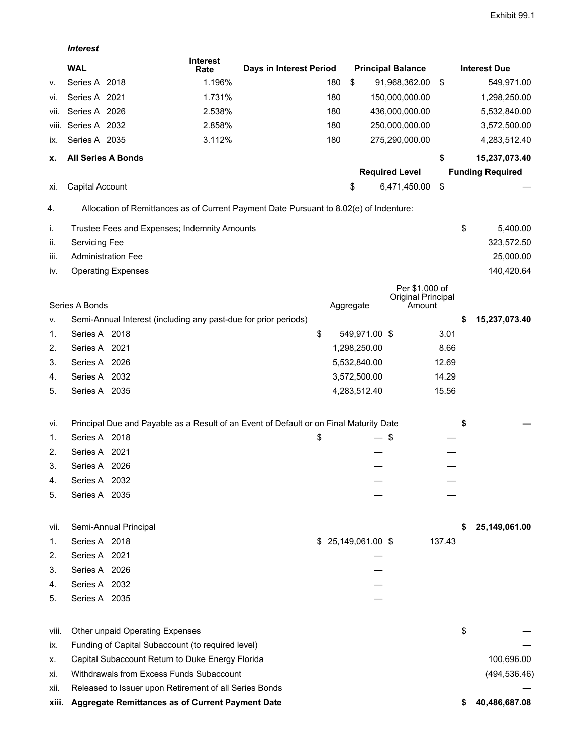Exhibit 99.1

***Interest***

|  | WAL | Interest Rate | Days in Interest Period | Principal Balance | Interest Due |
|---|---|---|---|---|---|
| v. | Series A 2018 | 1.196% | 180 | $ 91,968,362.00 | $ 549,971.00 |
| vi. | Series A 2021 | 1.731% | 180 | 150,000,000.00 | 1,298,250.00 |
| vii. | Series A 2026 | 2.538% | 180 | 436,000,000.00 | 5,532,840.00 |
| viii. | Series A 2032 | 2.858% | 180 | 250,000,000.00 | 3,572,500.00 |
| ix. | Series A 2035 | 3.112% | 180 | 275,290,000.00 | 4,283,512.40 |
| **x.** | **All Series A Bonds** |  |  |  | **$ 15,237,073.40** |
|  |  |  |  | **Required Level** | **Funding Required** |
| xi. | Capital Account |  |  | $ 6,471,450.00 | $ — |

4. Allocation of Remittances as of Current Payment Date Pursuant to 8.02(e) of Indenture:

|  |  |  |  |  |
|---|---|---|---|---|
| i. | Trustee Fees and Expenses; Indemnity Amounts |  |  | $ 5,400.00 |
| ii. | Servicing Fee |  |  | 323,572.50 |
| iii. | Administration Fee |  |  | 25,000.00 |
| iv. | Operating Expenses |  |  | 140,420.64 |
|  | Series A Bonds | Aggregate | Per $1,000 of Original Principal Amount |  |
| v. | Semi-Annual Interest (including any past-due for prior periods) |  |  | **$ 15,237,073.40** |
| 1. | Series A 2018 | $ 549,971.00 | $ 3.01 |  |
| 2. | Series A 2021 | 1,298,250.00 | 8.66 |  |
| 3. | Series A 2026 | 5,532,840.00 | 12.69 |  |
| 4. | Series A 2032 | 3,572,500.00 | 14.29 |  |
| 5. | Series A 2035 | 4,283,512.40 | 15.56 |  |
| vi. | Principal Due and Payable as a Result of an Event of Default or on Final Maturity Date |  |  | **$ —** |
| 1. | Series A 2018 | $ — | $ — |  |
| 2. | Series A 2021 | — | — |  |
| 3. | Series A 2026 | — | — |  |
| 4. | Series A 2032 | — | — |  |
| 5. | Series A 2035 | — | — |  |
| vii. | Semi-Annual Principal |  |  | **$ 25,149,061.00** |
| 1. | Series A 2018 | $ 25,149,061.00 | $ 137.43 |  |
| 2. | Series A 2021 | — |  |  |
| 3. | Series A 2026 | — |  |  |
| 4. | Series A 2032 | — |  |  |
| 5. | Series A 2035 | — |  |  |
| viii. | Other unpaid Operating Expenses |  |  | $ — |
| ix. | Funding of Capital Subaccount (to required level) |  |  | — |
| x. | Capital Subaccount Return to Duke Energy Florida |  |  | 100,696.00 |
| xi. | Withdrawals from Excess Funds Subaccount |  |  | (494,536.46) |
| xii. | Released to Issuer upon Retirement of all Series Bonds |  |  | — |
| **xiii.** | **Aggregate Remittances as of Current Payment Date** |  |  | **$ 40,486,687.08** |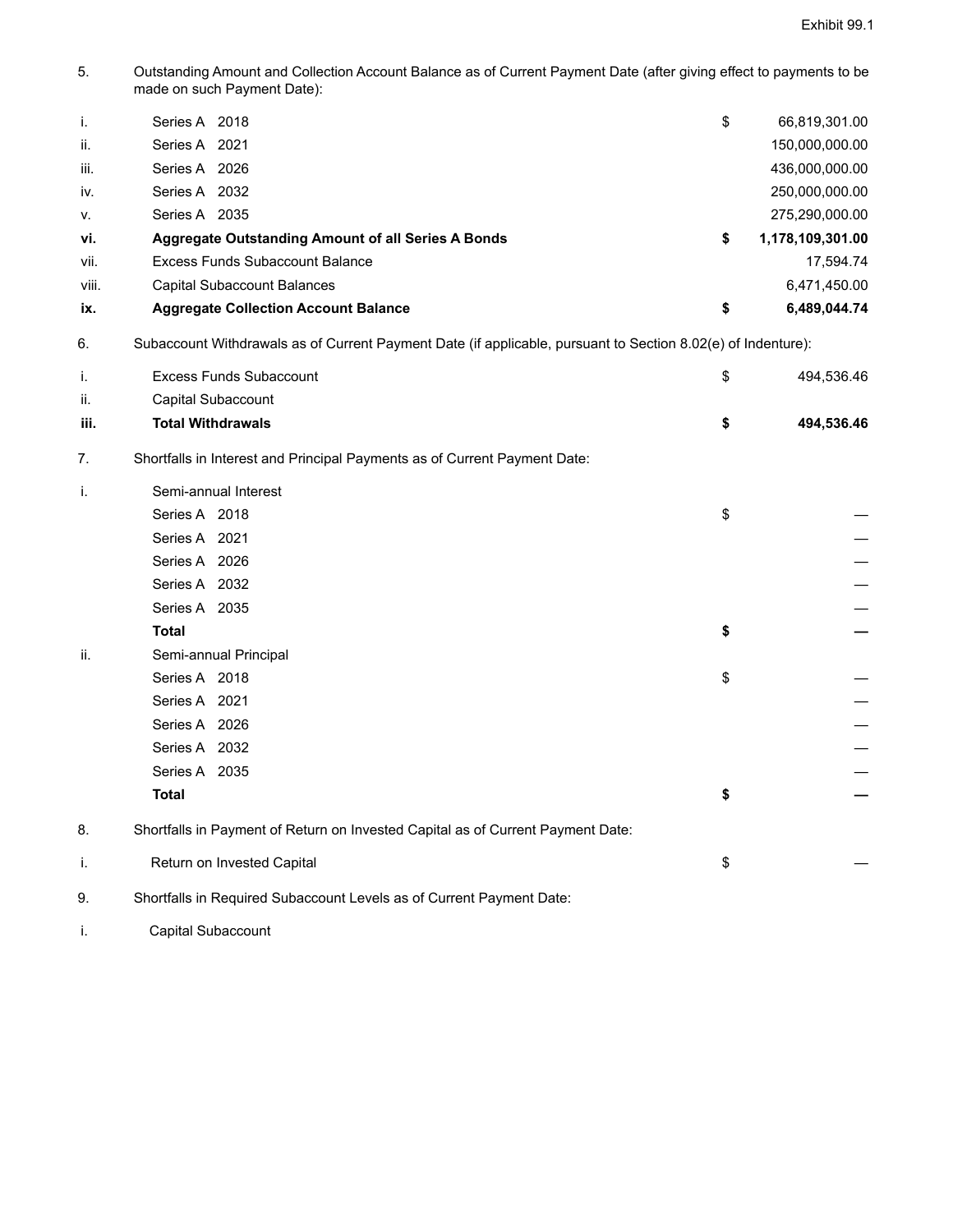Exhibit 99.1

5. Outstanding Amount and Collection Account Balance as of Current Payment Date (after giving effect to payments to be made on such Payment Date):

| | | | |
|---|---|---|---|
| i. | Series A 2018 | $ | 66,819,301.00 |
| ii. | Series A 2021 | | 150,000,000.00 |
| iii. | Series A 2026 | | 436,000,000.00 |
| iv. | Series A 2032 | | 250,000,000.00 |
| v. | Series A 2035 | | 275,290,000.00 |
| **vi.** | **Aggregate Outstanding Amount of all Series A Bonds** | **$** | **1,178,109,301.00** |
| vii. | Excess Funds Subaccount Balance | | 17,594.74 |
| viii. | Capital Subaccount Balances | | 6,471,450.00 |
| **ix.** | **Aggregate Collection Account Balance** | **$** | **6,489,044.74** |

6. Subaccount Withdrawals as of Current Payment Date (if applicable, pursuant to Section 8.02(e) of Indenture):

| | | | |
|---|---|---|---|
| i. | Excess Funds Subaccount | $ | 494,536.46 |
| ii. | Capital Subaccount | | |
| **iii.** | **Total Withdrawals** | **$** | **494,536.46** |

7. Shortfalls in Interest and Principal Payments as of Current Payment Date:

| | | | |
|---|---|---|---|
| i. | Semi-annual Interest | | |
| | Series A 2018 | $ | — |
| | Series A 2021 | | — |
| | Series A 2026 | | — |
| | Series A 2032 | | — |
| | Series A 2035 | | — |
| | **Total** | **$** | **—** |
| ii. | Semi-annual Principal | | |
| | Series A 2018 | $ | — |
| | Series A 2021 | | — |
| | Series A 2026 | | — |
| | Series A 2032 | | — |
| | Series A 2035 | | — |
| | **Total** | **$** | **—** |

8. Shortfalls in Payment of Return on Invested Capital as of Current Payment Date:

| | | | |
|---|---|---|---|
| i. | Return on Invested Capital | $ | — |

9. Shortfalls in Required Subaccount Levels as of Current Payment Date:

i. Capital Subaccount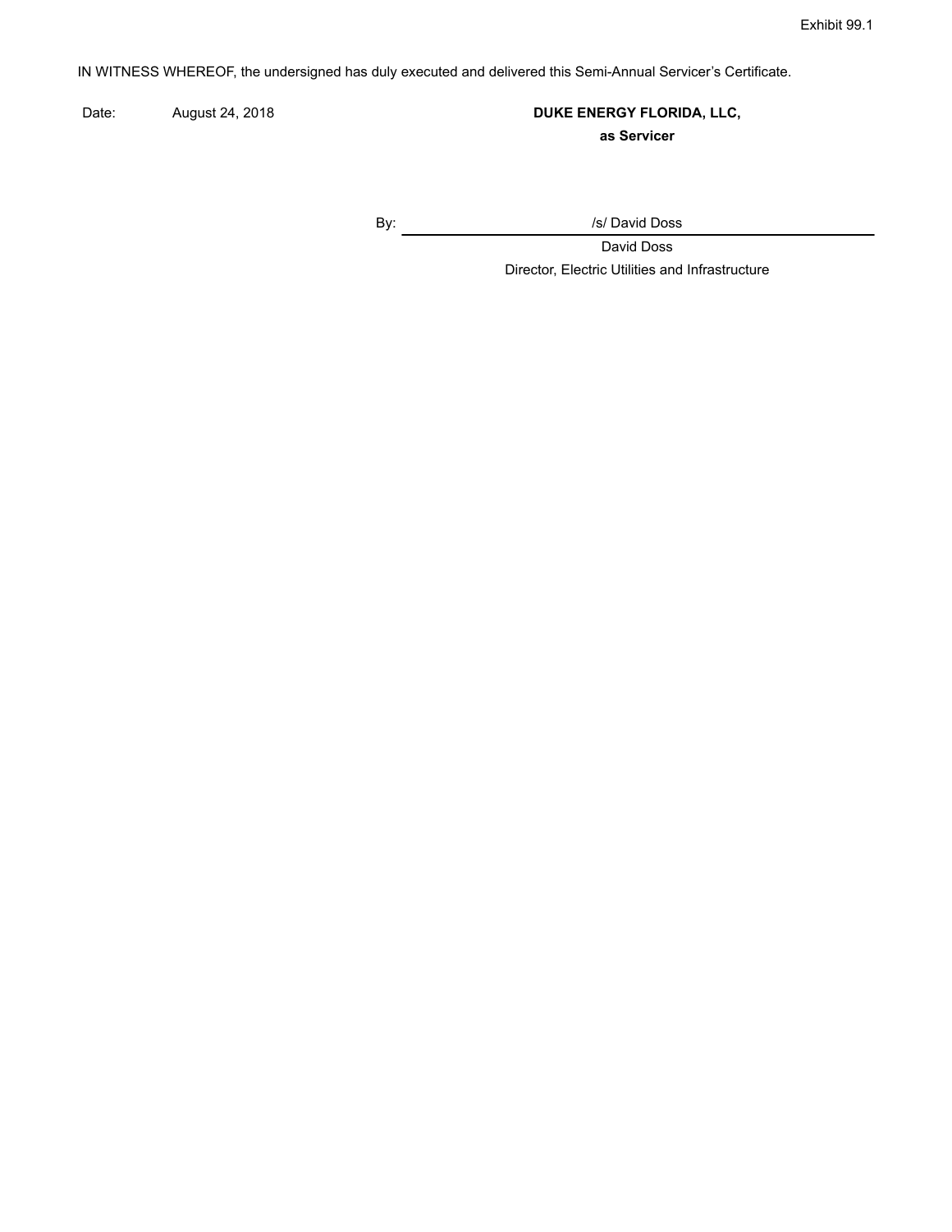Exhibit 99.1

IN WITNESS WHEREOF, the undersigned has duly executed and delivered this Semi-Annual Servicer's Certificate.

Date: August 24, 2018

**DUKE ENERGY FLORIDA, LLC,**
**as Servicer**

By: /s/ David Doss

David Doss

Director, Electric Utilities and Infrastructure